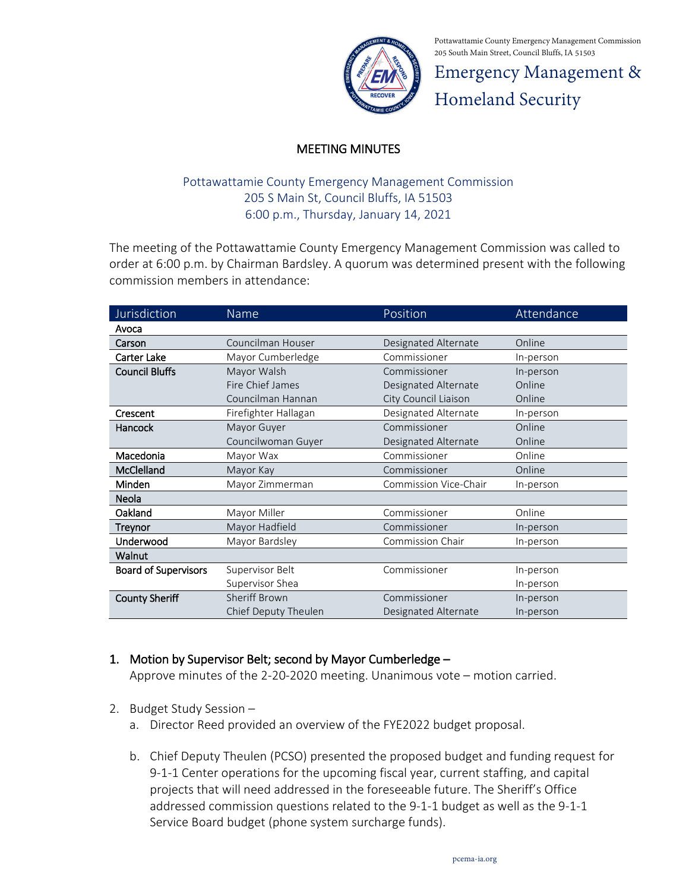Pottawattamie County Emergency Management Commission
205 South Main Street, Council Bluffs, IA 51503

# Emergency Management & Homeland Security

## MEETING MINUTES

Pottawattamie County Emergency Management Commission
205 S Main St, Council Bluffs, IA 51503
6:00 p.m., Thursday, January 14, 2021

The meeting of the Pottawattamie County Emergency Management Commission was called to order at 6:00 p.m. by Chairman Bardsley. A quorum was determined present with the following commission members in attendance:

| Jurisdiction | Name | Position | Attendance |
|---|---|---|---|
| Avoca | | | |
| Carson | Councilman Houser | Designated Alternate | Online |
| Carter Lake | Mayor Cumberledge | Commissioner | In-person |
| Council Bluffs | Mayor Walsh | Commissioner | In-person |
| | Fire Chief James | Designated Alternate | Online |
| | Councilman Hannan | City Council Liaison | Online |
| Crescent | Firefighter Hallagan | Designated Alternate | In-person |
| Hancock | Mayor Guyer | Commissioner | Online |
| | Councilwoman Guyer | Designated Alternate | Online |
| Macedonia | Mayor Wax | Commissioner | Online |
| McClelland | Mayor Kay | Commissioner | Online |
| Minden | Mayor Zimmerman | Commission Vice-Chair | In-person |
| Neola | | | |
| Oakland | Mayor Miller | Commissioner | Online |
| Treynor | Mayor Hadfield | Commissioner | In-person |
| Underwood | Mayor Bardsley | Commission Chair | In-person |
| Walnut | | | |
| Board of Supervisors | Supervisor Belt | Commissioner | In-person |
| | Supervisor Shea | | In-person |
| County Sheriff | Sheriff Brown | Commissioner | In-person |
| | Chief Deputy Theulen | Designated Alternate | In-person |

1. **Motion by Supervisor Belt; second by Mayor Cumberledge –**
   Approve minutes of the 2-20-2020 meeting. Unanimous vote – motion carried.

2. Budget Study Session –
   a. Director Reed provided an overview of the FYE2022 budget proposal.

   b. Chief Deputy Theulen (PCSO) presented the proposed budget and funding request for 9-1-1 Center operations for the upcoming fiscal year, current staffing, and capital projects that will need addressed in the foreseeable future. The Sheriff's Office addressed commission questions related to the 9-1-1 budget as well as the 9-1-1 Service Board budget (phone system surcharge funds).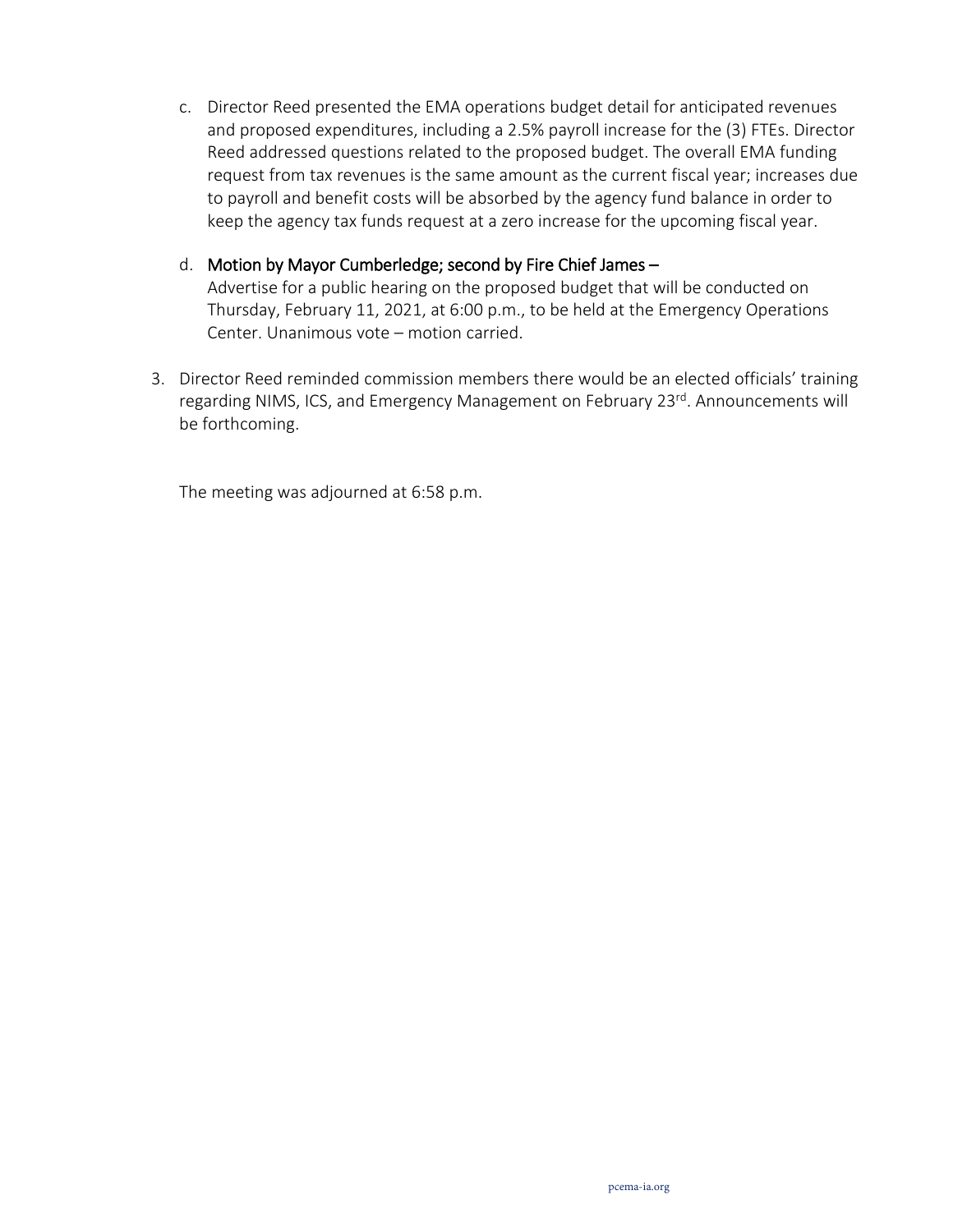c. Director Reed presented the EMA operations budget detail for anticipated revenues and proposed expenditures, including a 2.5% payroll increase for the (3) FTEs. Director Reed addressed questions related to the proposed budget. The overall EMA funding request from tax revenues is the same amount as the current fiscal year; increases due to payroll and benefit costs will be absorbed by the agency fund balance in order to keep the agency tax funds request at a zero increase for the upcoming fiscal year.

d. **Motion by Mayor Cumberledge; second by Fire Chief James –**
   Advertise for a public hearing on the proposed budget that will be conducted on Thursday, February 11, 2021, at 6:00 p.m., to be held at the Emergency Operations Center. Unanimous vote – motion carried.

3. Director Reed reminded commission members there would be an elected officials' training regarding NIMS, ICS, and Emergency Management on February 23rd. Announcements will be forthcoming.

The meeting was adjourned at 6:58 p.m.